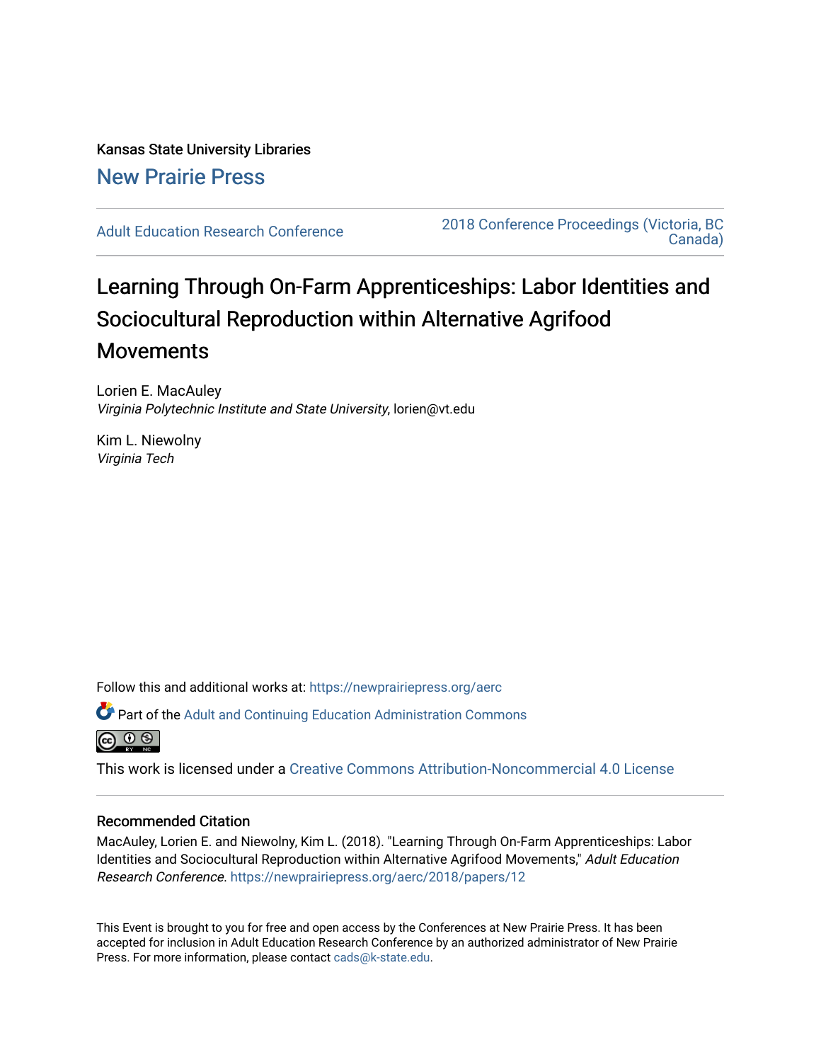Kansas State University Libraries

New Prairie Press

Adult Education Research Conference

2018 Conference Proceedings (Victoria, BC Canada)

# Learning Through On-Farm Apprenticeships: Labor Identities and Sociocultural Reproduction within Alternative Agrifood Movements

Lorien E. MacAuley
*Virginia Polytechnic Institute and State University*, lorien@vt.edu

Kim L. Niewolny
*Virginia Tech*

Follow this and additional works at: https://newprairiepress.org/aerc

Part of the Adult and Continuing Education Administration Commons

This work is licensed under a Creative Commons Attribution-Noncommercial 4.0 License

## Recommended Citation

MacAuley, Lorien E. and Niewolny, Kim L. (2018). "Learning Through On-Farm Apprenticeships: Labor Identities and Sociocultural Reproduction within Alternative Agrifood Movements," *Adult Education Research Conference*. https://newprairiepress.org/aerc/2018/papers/12

This Event is brought to you for free and open access by the Conferences at New Prairie Press. It has been accepted for inclusion in Adult Education Research Conference by an authorized administrator of New Prairie Press. For more information, please contact cads@k-state.edu.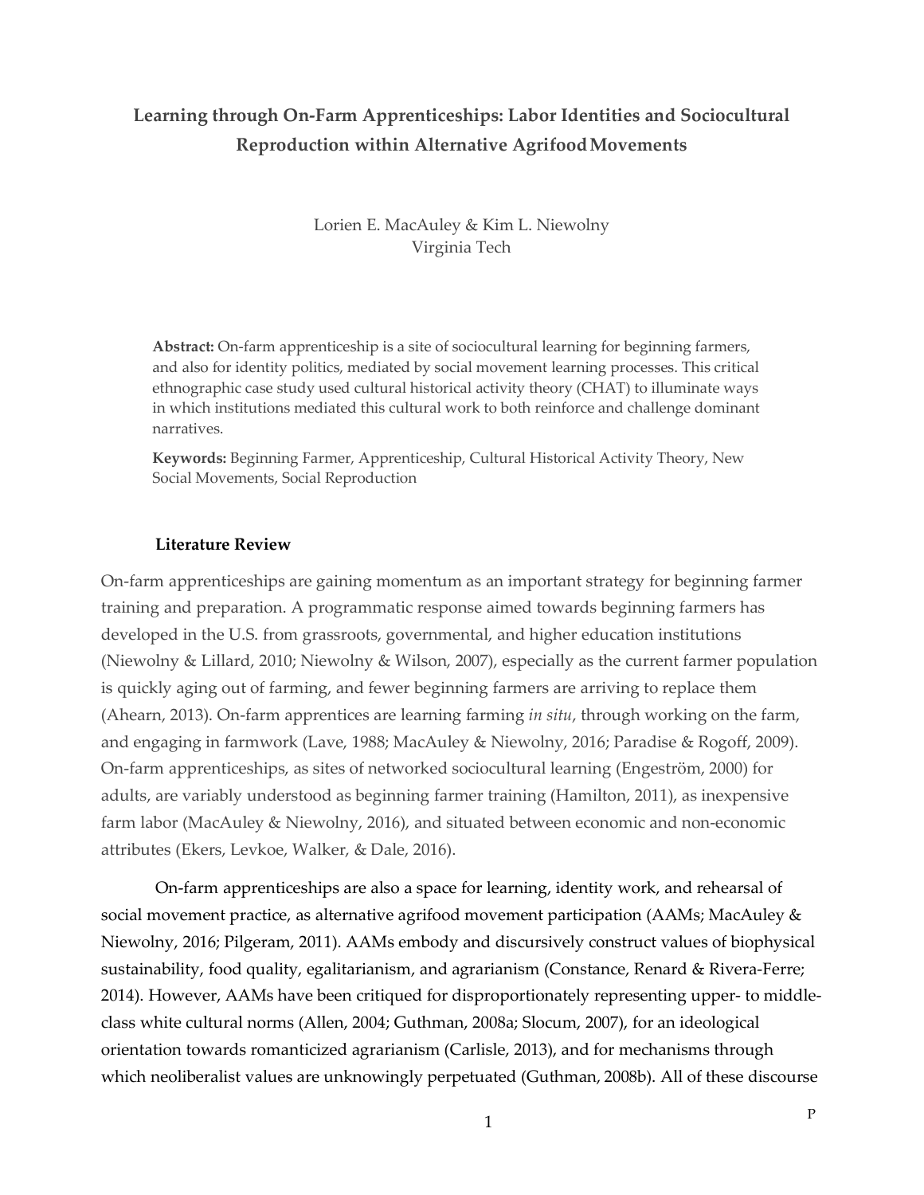# Learning through On-Farm Apprenticeships: Labor Identities and Sociocultural Reproduction within Alternative Agrifood Movements

Lorien E. MacAuley & Kim L. Niewolny
Virginia Tech

**Abstract:** On-farm apprenticeship is a site of sociocultural learning for beginning farmers, and also for identity politics, mediated by social movement learning processes. This critical ethnographic case study used cultural historical activity theory (CHAT) to illuminate ways in which institutions mediated this cultural work to both reinforce and challenge dominant narratives.

**Keywords:** Beginning Farmer, Apprenticeship, Cultural Historical Activity Theory, New Social Movements, Social Reproduction

## Literature Review

On-farm apprenticeships are gaining momentum as an important strategy for beginning farmer training and preparation. A programmatic response aimed towards beginning farmers has developed in the U.S. from grassroots, governmental, and higher education institutions (Niewolny & Lillard, 2010; Niewolny & Wilson, 2007), especially as the current farmer population is quickly aging out of farming, and fewer beginning farmers are arriving to replace them (Ahearn, 2013). On-farm apprentices are learning farming *in situ*, through working on the farm, and engaging in farmwork (Lave, 1988; MacAuley & Niewolny, 2016; Paradise & Rogoff, 2009). On-farm apprenticeships, as sites of networked sociocultural learning (Engeström, 2000) for adults, are variably understood as beginning farmer training (Hamilton, 2011), as inexpensive farm labor (MacAuley & Niewolny, 2016), and situated between economic and non-economic attributes (Ekers, Levkoe, Walker, & Dale, 2016).

On-farm apprenticeships are also a space for learning, identity work, and rehearsal of social movement practice, as alternative agrifood movement participation (AAMs; MacAuley & Niewolny, 2016; Pilgeram, 2011). AAMs embody and discursively construct values of biophysical sustainability, food quality, egalitarianism, and agrarianism (Constance, Renard & Rivera-Ferre; 2014). However, AAMs have been critiqued for disproportionately representing upper- to middle-class white cultural norms (Allen, 2004; Guthman, 2008a; Slocum, 2007), for an ideological orientation towards romanticized agrarianism (Carlisle, 2013), and for mechanisms through which neoliberalist values are unknowingly perpetuated (Guthman, 2008b). All of these discourse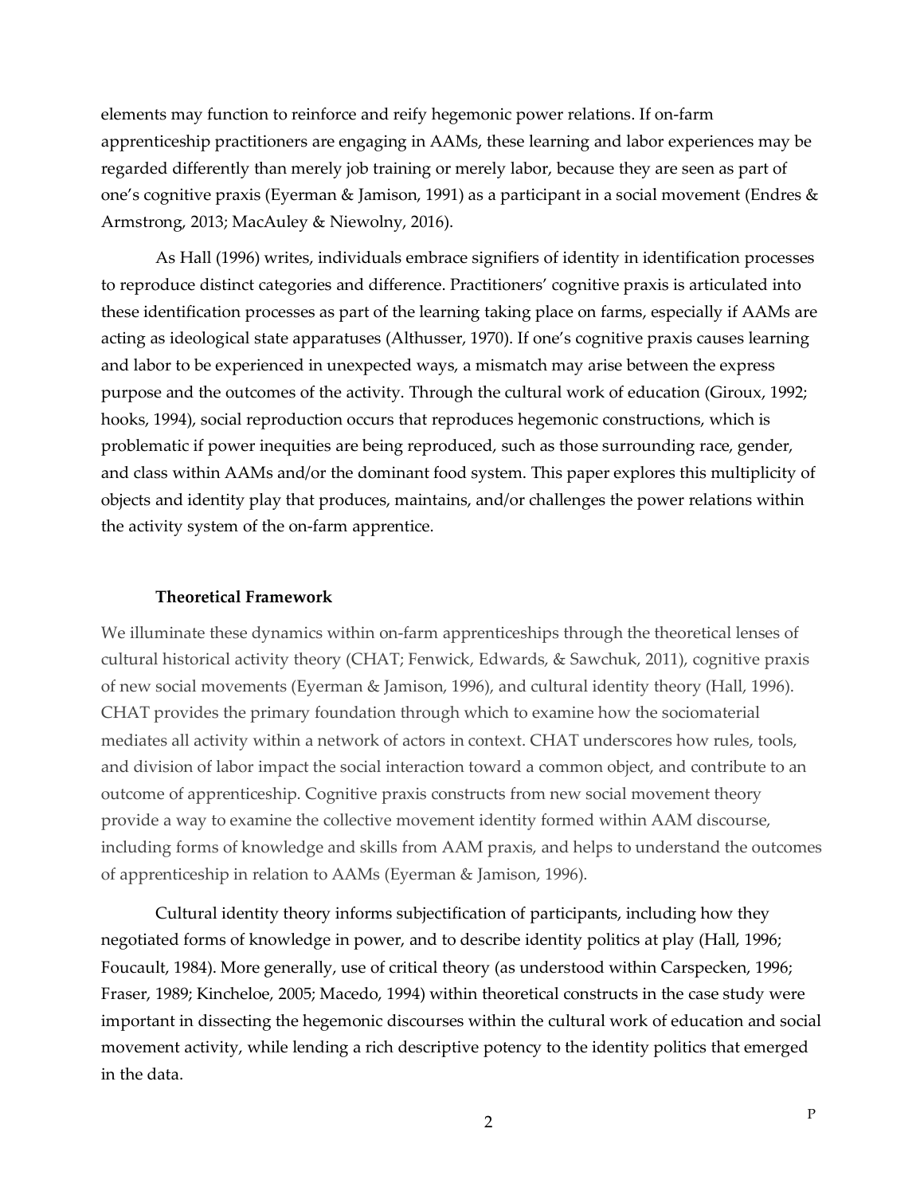elements may function to reinforce and reify hegemonic power relations. If on-farm apprenticeship practitioners are engaging in AAMs, these learning and labor experiences may be regarded differently than merely job training or merely labor, because they are seen as part of one's cognitive praxis (Eyerman & Jamison, 1991) as a participant in a social movement (Endres & Armstrong, 2013; MacAuley & Niewolny, 2016).

As Hall (1996) writes, individuals embrace signifiers of identity in identification processes to reproduce distinct categories and difference. Practitioners' cognitive praxis is articulated into these identification processes as part of the learning taking place on farms, especially if AAMs are acting as ideological state apparatuses (Althusser, 1970). If one's cognitive praxis causes learning and labor to be experienced in unexpected ways, a mismatch may arise between the express purpose and the outcomes of the activity. Through the cultural work of education (Giroux, 1992; hooks, 1994), social reproduction occurs that reproduces hegemonic constructions, which is problematic if power inequities are being reproduced, such as those surrounding race, gender, and class within AAMs and/or the dominant food system. This paper explores this multiplicity of objects and identity play that produces, maintains, and/or challenges the power relations within the activity system of the on-farm apprentice.

## Theoretical Framework

We illuminate these dynamics within on-farm apprenticeships through the theoretical lenses of cultural historical activity theory (CHAT; Fenwick, Edwards, & Sawchuk, 2011), cognitive praxis of new social movements (Eyerman & Jamison, 1996), and cultural identity theory (Hall, 1996). CHAT provides the primary foundation through which to examine how the sociomaterial mediates all activity within a network of actors in context. CHAT underscores how rules, tools, and division of labor impact the social interaction toward a common object, and contribute to an outcome of apprenticeship. Cognitive praxis constructs from new social movement theory provide a way to examine the collective movement identity formed within AAM discourse, including forms of knowledge and skills from AAM praxis, and helps to understand the outcomes of apprenticeship in relation to AAMs (Eyerman & Jamison, 1996).

Cultural identity theory informs subjectification of participants, including how they negotiated forms of knowledge in power, and to describe identity politics at play (Hall, 1996; Foucault, 1984). More generally, use of critical theory (as understood within Carspecken, 1996; Fraser, 1989; Kincheloe, 2005; Macedo, 1994) within theoretical constructs in the case study were important in dissecting the hegemonic discourses within the cultural work of education and social movement activity, while lending a rich descriptive potency to the identity politics that emerged in the data.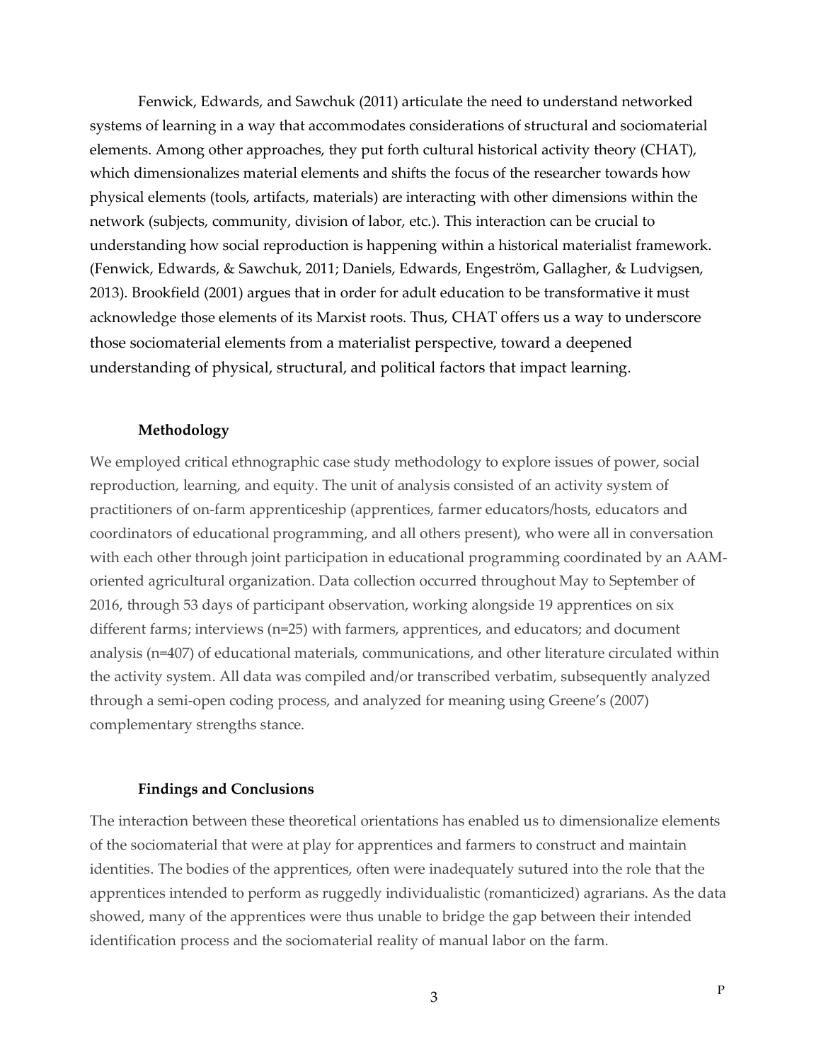Fenwick, Edwards, and Sawchuk (2011) articulate the need to understand networked systems of learning in a way that accommodates considerations of structural and sociomaterial elements. Among other approaches, they put forth cultural historical activity theory (CHAT), which dimensionalizes material elements and shifts the focus of the researcher towards how physical elements (tools, artifacts, materials) are interacting with other dimensions within the network (subjects, community, division of labor, etc.). This interaction can be crucial to understanding how social reproduction is happening within a historical materialist framework. (Fenwick, Edwards, & Sawchuk, 2011; Daniels, Edwards, Engeström, Gallagher, & Ludvigsen, 2013). Brookfield (2001) argues that in order for adult education to be transformative it must acknowledge those elements of its Marxist roots. Thus, CHAT offers us a way to underscore those sociomaterial elements from a materialist perspective, toward a deepened understanding of physical, structural, and political factors that impact learning.

### Methodology

We employed critical ethnographic case study methodology to explore issues of power, social reproduction, learning, and equity. The unit of analysis consisted of an activity system of practitioners of on-farm apprenticeship (apprentices, farmer educators/hosts, educators and coordinators of educational programming, and all others present), who were all in conversation with each other through joint participation in educational programming coordinated by an AAM-oriented agricultural organization. Data collection occurred throughout May to September of 2016, through 53 days of participant observation, working alongside 19 apprentices on six different farms; interviews (n=25) with farmers, apprentices, and educators; and document analysis (n=407) of educational materials, communications, and other literature circulated within the activity system. All data was compiled and/or transcribed verbatim, subsequently analyzed through a semi-open coding process, and analyzed for meaning using Greene's (2007) complementary strengths stance.

### Findings and Conclusions

The interaction between these theoretical orientations has enabled us to dimensionalize elements of the sociomaterial that were at play for apprentices and farmers to construct and maintain identities. The bodies of the apprentices, often were inadequately sutured into the role that the apprentices intended to perform as ruggedly individualistic (romanticized) agrarians. As the data showed, many of the apprentices were thus unable to bridge the gap between their intended identification process and the sociomaterial reality of manual labor on the farm.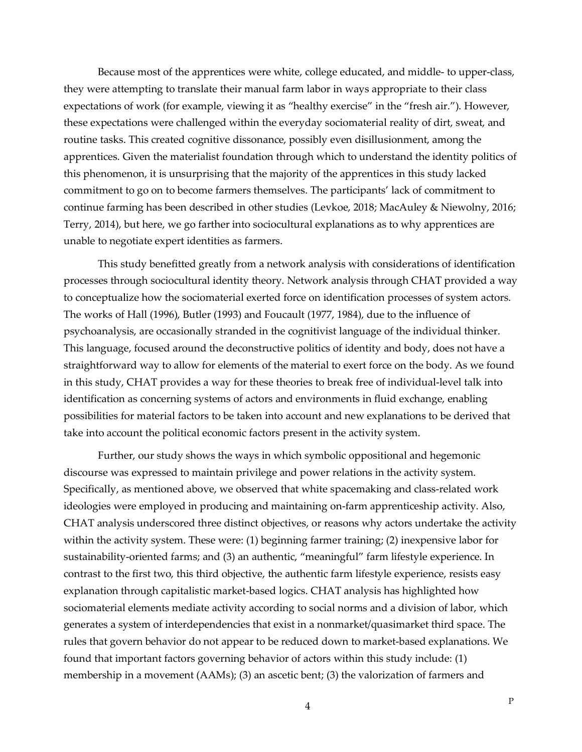Because most of the apprentices were white, college educated, and middle- to upper-class, they were attempting to translate their manual farm labor in ways appropriate to their class expectations of work (for example, viewing it as "healthy exercise" in the "fresh air."). However, these expectations were challenged within the everyday sociomaterial reality of dirt, sweat, and routine tasks. This created cognitive dissonance, possibly even disillusionment, among the apprentices. Given the materialist foundation through which to understand the identity politics of this phenomenon, it is unsurprising that the majority of the apprentices in this study lacked commitment to go on to become farmers themselves. The participants' lack of commitment to continue farming has been described in other studies (Levkoe, 2018; MacAuley & Niewolny, 2016; Terry, 2014), but here, we go farther into sociocultural explanations as to why apprentices are unable to negotiate expert identities as farmers.

This study benefitted greatly from a network analysis with considerations of identification processes through sociocultural identity theory. Network analysis through CHAT provided a way to conceptualize how the sociomaterial exerted force on identification processes of system actors. The works of Hall (1996), Butler (1993) and Foucault (1977, 1984), due to the influence of psychoanalysis, are occasionally stranded in the cognitivist language of the individual thinker. This language, focused around the deconstructive politics of identity and body, does not have a straightforward way to allow for elements of the material to exert force on the body. As we found in this study, CHAT provides a way for these theories to break free of individual-level talk into identification as concerning systems of actors and environments in fluid exchange, enabling possibilities for material factors to be taken into account and new explanations to be derived that take into account the political economic factors present in the activity system.

Further, our study shows the ways in which symbolic oppositional and hegemonic discourse was expressed to maintain privilege and power relations in the activity system. Specifically, as mentioned above, we observed that white spacemaking and class-related work ideologies were employed in producing and maintaining on-farm apprenticeship activity. Also, CHAT analysis underscored three distinct objectives, or reasons why actors undertake the activity within the activity system. These were: (1) beginning farmer training; (2) inexpensive labor for sustainability-oriented farms; and (3) an authentic, "meaningful" farm lifestyle experience. In contrast to the first two, this third objective, the authentic farm lifestyle experience, resists easy explanation through capitalistic market-based logics. CHAT analysis has highlighted how sociomaterial elements mediate activity according to social norms and a division of labor, which generates a system of interdependencies that exist in a nonmarket/quasimarket third space. The rules that govern behavior do not appear to be reduced down to market-based explanations. We found that important factors governing behavior of actors within this study include: (1) membership in a movement (AAMs); (3) an ascetic bent; (3) the valorization of farmers and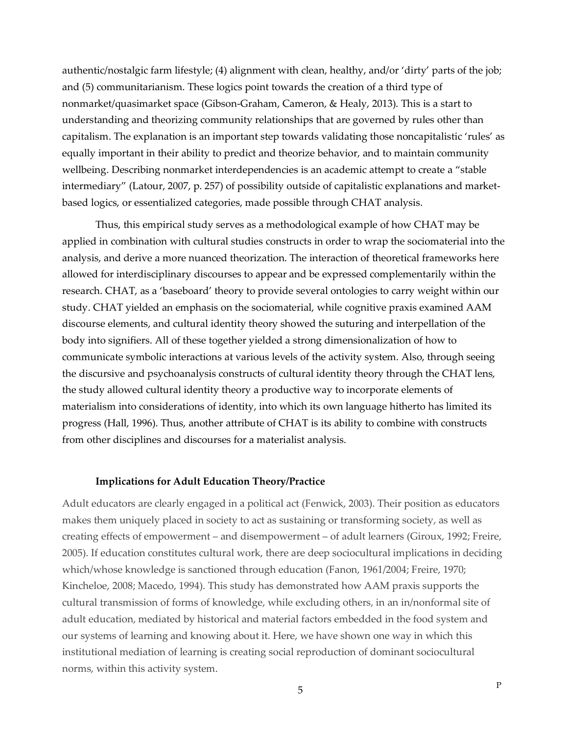authentic/nostalgic farm lifestyle; (4) alignment with clean, healthy, and/or 'dirty' parts of the job; and (5) communitarianism. These logics point towards the creation of a third type of nonmarket/quasimarket space (Gibson-Graham, Cameron, & Healy, 2013). This is a start to understanding and theorizing community relationships that are governed by rules other than capitalism. The explanation is an important step towards validating those noncapitalistic 'rules' as equally important in their ability to predict and theorize behavior, and to maintain community wellbeing. Describing nonmarket interdependencies is an academic attempt to create a "stable intermediary" (Latour, 2007, p. 257) of possibility outside of capitalistic explanations and market-based logics, or essentialized categories, made possible through CHAT analysis.

Thus, this empirical study serves as a methodological example of how CHAT may be applied in combination with cultural studies constructs in order to wrap the sociomaterial into the analysis, and derive a more nuanced theorization. The interaction of theoretical frameworks here allowed for interdisciplinary discourses to appear and be expressed complementarily within the research. CHAT, as a 'baseboard' theory to provide several ontologies to carry weight within our study. CHAT yielded an emphasis on the sociomaterial, while cognitive praxis examined AAM discourse elements, and cultural identity theory showed the suturing and interpellation of the body into signifiers. All of these together yielded a strong dimensionalization of how to communicate symbolic interactions at various levels of the activity system. Also, through seeing the discursive and psychoanalysis constructs of cultural identity theory through the CHAT lens, the study allowed cultural identity theory a productive way to incorporate elements of materialism into considerations of identity, into which its own language hitherto has limited its progress (Hall, 1996). Thus, another attribute of CHAT is its ability to combine with constructs from other disciplines and discourses for a materialist analysis.

### Implications for Adult Education Theory/Practice

Adult educators are clearly engaged in a political act (Fenwick, 2003). Their position as educators makes them uniquely placed in society to act as sustaining or transforming society, as well as creating effects of empowerment – and disempowerment – of adult learners (Giroux, 1992; Freire, 2005). If education constitutes cultural work, there are deep sociocultural implications in deciding which/whose knowledge is sanctioned through education (Fanon, 1961/2004; Freire, 1970; Kincheloe, 2008; Macedo, 1994). This study has demonstrated how AAM praxis supports the cultural transmission of forms of knowledge, while excluding others, in an in/nonformal site of adult education, mediated by historical and material factors embedded in the food system and our systems of learning and knowing about it. Here, we have shown one way in which this institutional mediation of learning is creating social reproduction of dominant sociocultural norms, within this activity system.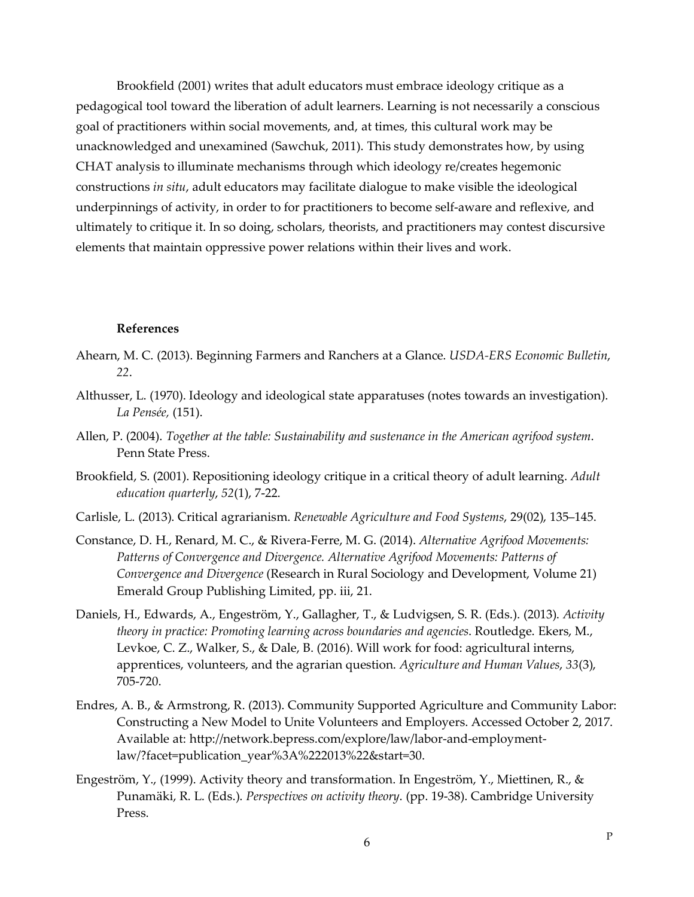Brookfield (2001) writes that adult educators must embrace ideology critique as a pedagogical tool toward the liberation of adult learners. Learning is not necessarily a conscious goal of practitioners within social movements, and, at times, this cultural work may be unacknowledged and unexamined (Sawchuk, 2011). This study demonstrates how, by using CHAT analysis to illuminate mechanisms through which ideology re/creates hegemonic constructions *in situ*, adult educators may facilitate dialogue to make visible the ideological underpinnings of activity, in order to for practitioners to become self-aware and reflexive, and ultimately to critique it. In so doing, scholars, theorists, and practitioners may contest discursive elements that maintain oppressive power relations within their lives and work.

**References**

Ahearn, M. C. (2013). Beginning Farmers and Ranchers at a Glance. *USDA-ERS Economic Bulletin*, *22*.

Althusser, L. (1970). Ideology and ideological state apparatuses (notes towards an investigation). *La Pensée,* (151).

Allen, P. (2004). *Together at the table: Sustainability and sustenance in the American agrifood system*. Penn State Press.

Brookfield, S. (2001). Repositioning ideology critique in a critical theory of adult learning. *Adult education quarterly*, *52*(1), 7-22.

Carlisle, L. (2013). Critical agrarianism. *Renewable Agriculture and Food Systems*, 29(02), 135–145.

Constance, D. H., Renard, M. C., & Rivera-Ferre, M. G. (2014). *Alternative Agrifood Movements: Patterns of Convergence and Divergence. Alternative Agrifood Movements: Patterns of Convergence and Divergence* (Research in Rural Sociology and Development, Volume 21) Emerald Group Publishing Limited, pp. iii, 21.

Daniels, H., Edwards, A., Engeström, Y., Gallagher, T., & Ludvigsen, S. R. (Eds.). (2013). *Activity theory in practice: Promoting learning across boundaries and agencies*. Routledge. Ekers, M., Levkoe, C. Z., Walker, S., & Dale, B. (2016). Will work for food: agricultural interns, apprentices, volunteers, and the agrarian question. *Agriculture and Human Values*, *33*(3), 705-720.

Endres, A. B., & Armstrong, R. (2013). Community Supported Agriculture and Community Labor: Constructing a New Model to Unite Volunteers and Employers. Accessed October 2, 2017. Available at: http://network.bepress.com/explore/law/labor-and-employment-law/?facet=publication_year%3A%222013%22&start=30.

Engeström, Y., (1999). Activity theory and transformation. In Engeström, Y., Miettinen, R., & Punamäki, R. L. (Eds.). *Perspectives on activity theory*. (pp. 19-38). Cambridge University Press.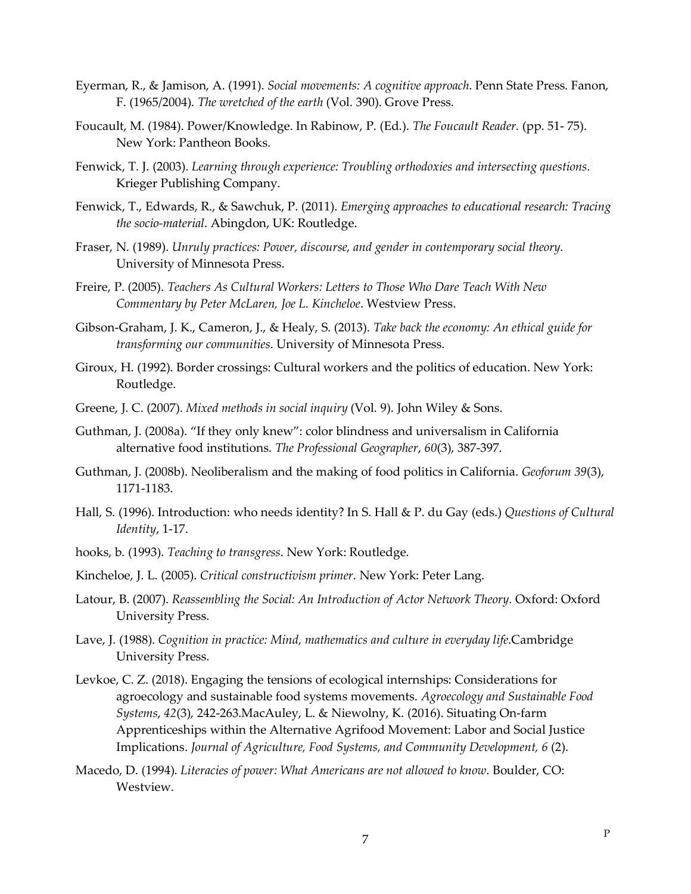Eyerman, R., & Jamison, A. (1991). *Social movements: A cognitive approach*. Penn State Press. Fanon, F. (1965/2004). *The wretched of the earth* (Vol. 390). Grove Press.

Foucault, M. (1984). Power/Knowledge. In Rabinow, P. (Ed.). *The Foucault Reader.* (pp. 51- 75). New York: Pantheon Books.

Fenwick, T. J. (2003). *Learning through experience: Troubling orthodoxies and intersecting questions*. Krieger Publishing Company.

Fenwick, T., Edwards, R., & Sawchuk, P. (2011). *Emerging approaches to educational research: Tracing the socio-material*. Abingdon, UK: Routledge.

Fraser, N. (1989). *Unruly practices: Power, discourse, and gender in contemporary social theory*. University of Minnesota Press.

Freire, P. (2005). *Teachers As Cultural Workers: Letters to Those Who Dare Teach With New Commentary by Peter McLaren, Joe L. Kincheloe*. Westview Press.

Gibson-Graham, J. K., Cameron, J., & Healy, S. (2013). *Take back the economy: An ethical guide for transforming our communities*. University of Minnesota Press.

Giroux, H. (1992). Border crossings: Cultural workers and the politics of education. New York: Routledge.

Greene, J. C. (2007). *Mixed methods in social inquiry* (Vol. 9). John Wiley & Sons.

Guthman, J. (2008a). "If they only knew": color blindness and universalism in California alternative food institutions. *The Professional Geographer*, *60*(3), 387-397.

Guthman, J. (2008b). Neoliberalism and the making of food politics in California. *Geoforum 39*(3), 1171-1183.

Hall, S. (1996). Introduction: who needs identity? In S. Hall & P. du Gay (eds.) *Questions of Cultural Identity*, 1-17.

hooks, b. (1993). *Teaching to transgress*. New York: Routledge.

Kincheloe, J. L. (2005). *Critical constructivism primer*. New York: Peter Lang.

Latour, B. (2007). *Reassembling the Social: An Introduction of Actor Network Theory.* Oxford: Oxford University Press.

Lave, J. (1988). *Cognition in practice: Mind, mathematics and culture in everyday life.*Cambridge University Press.

Levkoe, C. Z. (2018). Engaging the tensions of ecological internships: Considerations for agroecology and sustainable food systems movements. *Agroecology and Sustainable Food Systems*, *42*(3), 242-263.MacAuley, L. & Niewolny, K. (2016). Situating On-farm Apprenticeships within the Alternative Agrifood Movement: Labor and Social Justice Implications. *Journal of Agriculture, Food Systems, and Community Development, 6* (2).

Macedo, D. (1994). *Literacies of power: What Americans are not allowed to know*. Boulder, CO: Westview.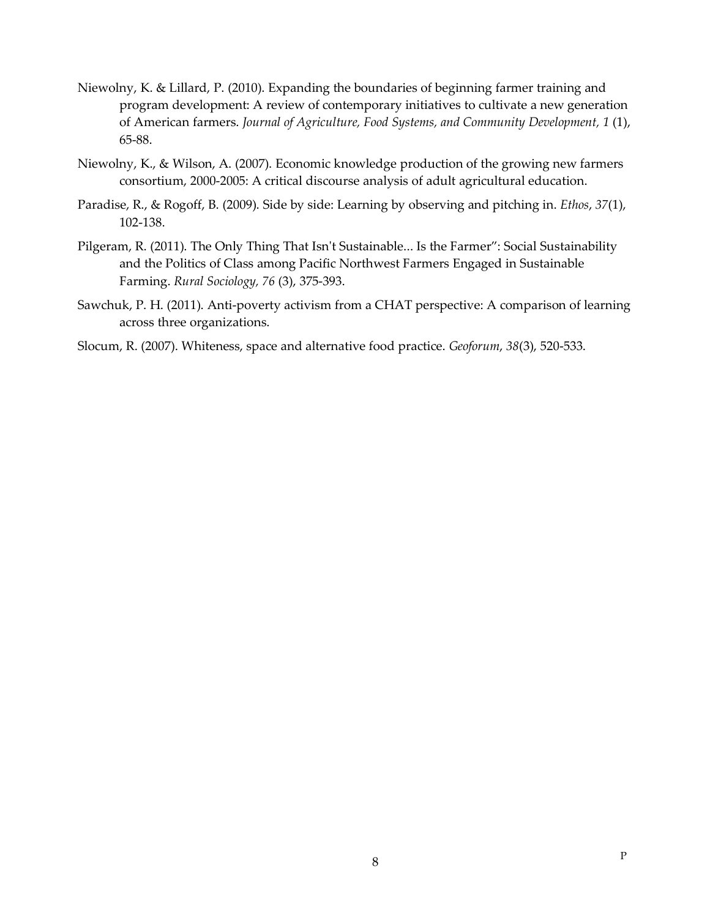Niewolny, K. & Lillard, P. (2010). Expanding the boundaries of beginning farmer training and program development: A review of contemporary initiatives to cultivate a new generation of American farmers. *Journal of Agriculture, Food Systems, and Community Development, 1* (1), 65-88.

Niewolny, K., & Wilson, A. (2007). Economic knowledge production of the growing new farmers consortium, 2000-2005: A critical discourse analysis of adult agricultural education.

Paradise, R., & Rogoff, B. (2009). Side by side: Learning by observing and pitching in. *Ethos*, *37*(1), 102-138.

Pilgeram, R. (2011). The Only Thing That Isn't Sustainable... Is the Farmer": Social Sustainability and the Politics of Class among Pacific Northwest Farmers Engaged in Sustainable Farming. *Rural Sociology, 76* (3), 375-393.

Sawchuk, P. H. (2011). Anti-poverty activism from a CHAT perspective: A comparison of learning across three organizations.

Slocum, R. (2007). Whiteness, space and alternative food practice. *Geoforum*, *38*(3), 520-533.